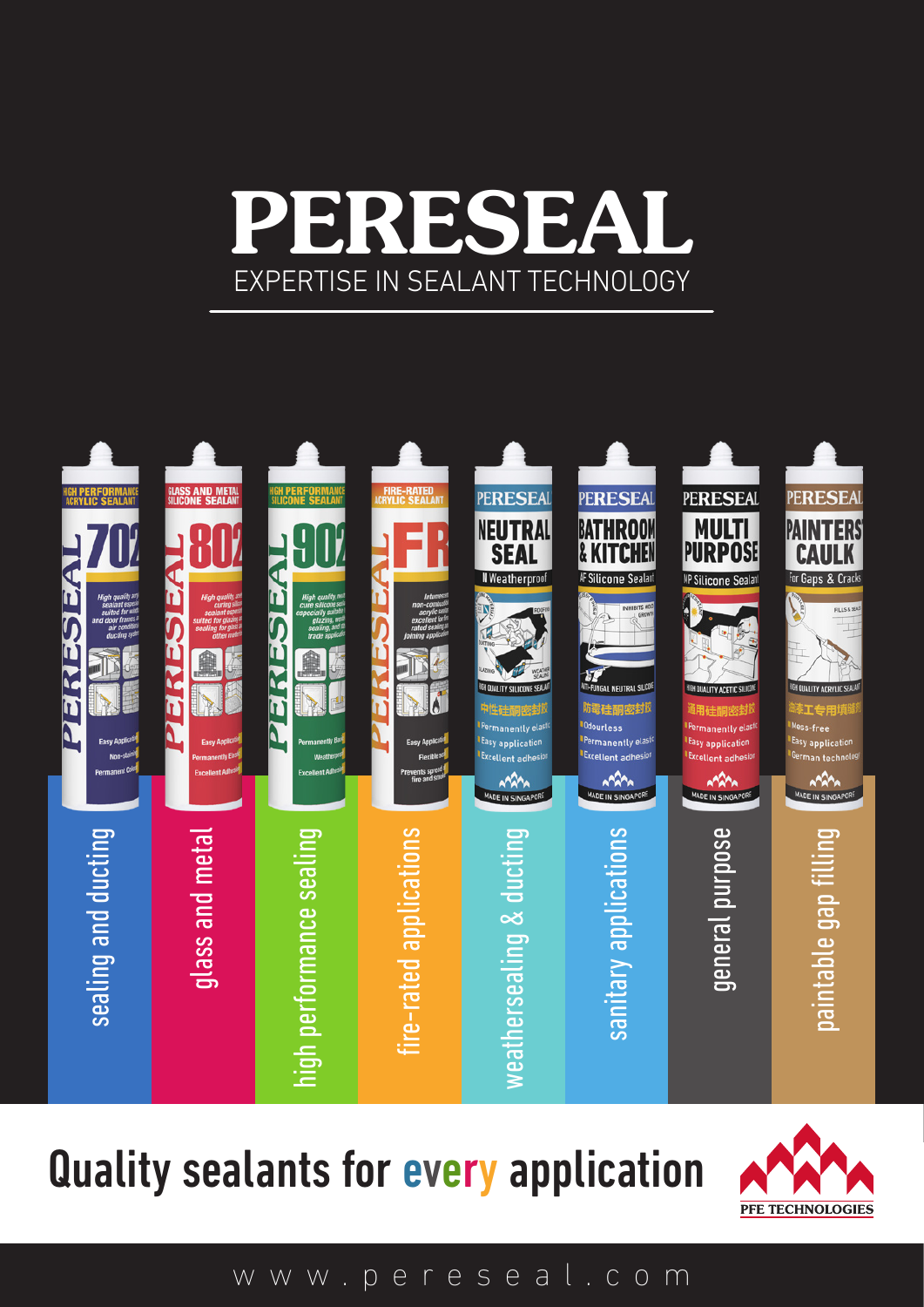# PERESEAL

EXPERTISE IN SEALANT TECHNOLOGY

- sealing and ducting
- glass and metal
- high performance sealing
- fire-rated applications
- weathersealing & ducting
- sanitary applications
- general purpose
- paintable gap filling

## Quality sealants for every application

PFE TECHNOLOGIES

www.pereseal.com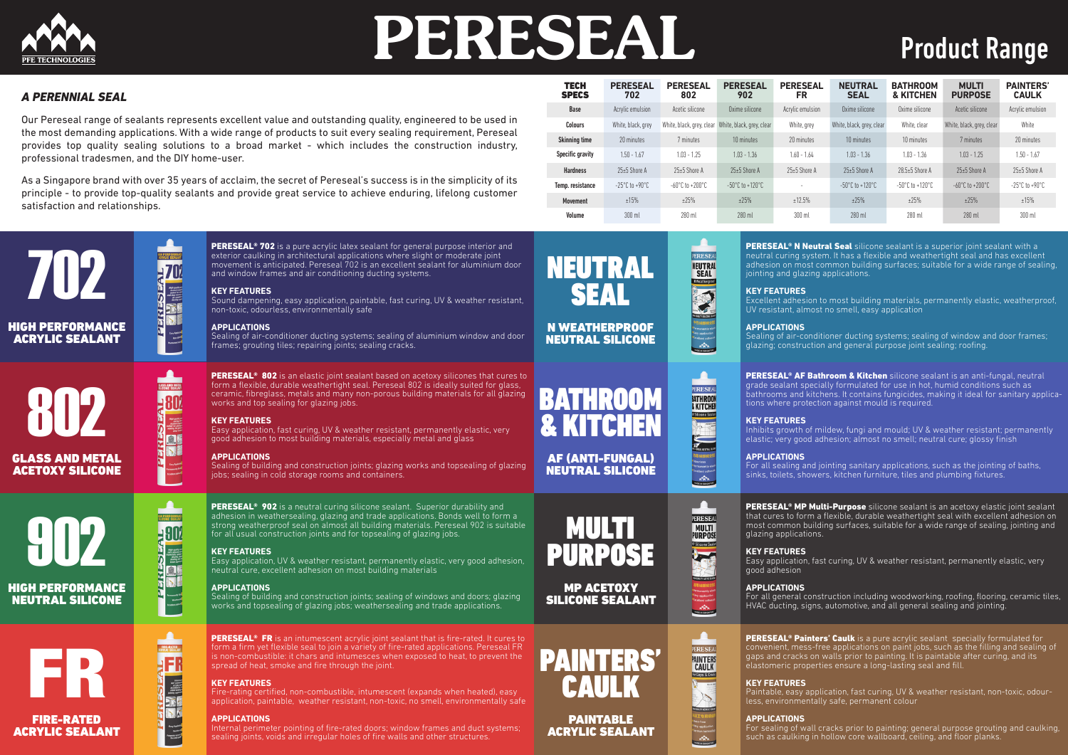# PERESEAL

## Product Range

### *A PERENNIAL SEAL*

Our Pereseal range of sealants represents excellent value and outstanding quality, engineered to be used in the most demanding applications. With a wide range of products to suit every sealing requirement, Pereseal provides top quality sealing solutions to a broad market - which includes the construction industry, professional tradesmen, and the DIY home-user.

As a Singapore brand with over 35 years of acclaim, the secret of Pereseal's success is in the simplicity of its principle - to provide top-quality sealants and provide great service to achieve enduring, lifelong customer satisfaction and relationships.

| TECH SPECS | PERESEAL 702 | PERESEAL 802 | PERESEAL 902 | PERESEAL FR | NEUTRAL SEAL | BATHROOM & KITCHEN | MULTI PURPOSE | PAINTERS' CAULK |
|---|---|---|---|---|---|---|---|---|
| Base | Acrylic emulsion | Acetic silicone | Oxime silicone | Acrylic emulsion | Oxime silicone | Oxime silicone | Acetic silicone | Acrylic emulsion |
| Colours | White, black, grey | White, black, grey, clear | White, black, grey, clear | White, grey | White, black, grey, clear | White, clear | White, black, grey, clear | White |
| Skinning time | 20 minutes | 7 minutes | 10 minutes | 20 minutes | 10 minutes | 10 minutes | 7 minutes | 20 minutes |
| Specific gravity | 1.50 - 1.67 | 1.03 - 1.25 | 1.03 - 1.36 | 1.60 - 1.64 | 1.03 - 1.36 | 1.03 - 1.36 | 1.03 - 1.25 | 1.50 - 1.67 |
| Hardness | 25±5 Shore A | 25±5 Shore A | 25±5 Shore A | 25±5 Shore A | 25±5 Shore A | 28.5±5 Shore A | 25±5 Shore A | 25±5 Shore A |
| Temp. resistance | -25°C to +90°C | -60°C to +200°C | -50°C to +120°C | - | -50°C to +120°C | -50°C to +120°C | -60°C to +200°C | -25°C to +90°C |
| Movement | ±15% | ±25% | ±25% | ±12.5% | ±25% | ±25% | ±25% | ±15% |
| Volume | 300 ml | 280 ml | 280 ml | 300 ml | 280 ml | 280 ml | 280 ml | 300 ml |

## 702

### HIGH PERFORMANCE ACRYLIC SEALANT

**PERESEAL® 702** is a pure acrylic latex sealant for general purpose interior and exterior caulking in architectural applications where slight or moderate joint movement is anticipated. Pereseal 702 is an excellent sealant for aluminium door and window frames and air conditioning ducting systems.

**KEY FEATURES**
Sound dampening, easy application, paintable, fast curing, UV & weather resistant, non-toxic, odourless, environmentally safe

**APPLICATIONS**
Sealing of air-conditioner ducting systems; sealing of aluminium window and door frames; grouting tiles; repairing joints; sealing cracks.

## 802

### GLASS AND METAL ACETOXY SILICONE

**PERESEAL® 802** is an elastic joint sealant based on acetoxy silicones that cures to form a flexible, durable weathertight seal. Pereseal 802 is ideally suited for glass, ceramic, fibreglass, metals and many non-porous building materials for all glazing works and top sealing for glazing jobs.

**KEY FEATURES**
Easy application, fast curing, UV & weather resistant, permanently elastic, very good adhesion to most building materials, especially metal and glass

**APPLICATIONS**
Sealing of building and construction joints; glazing works and topsealing of glazing jobs; sealing in cold storage rooms and containers.

## 902

### HIGH PERFORMANCE NEUTRAL SILICONE

**PERESEAL® 902** is a neutral curing silicone sealant. Superior durability and adhesion in weathersealing, glazing and trade applications. Bonds well to form a strong weatherproof seal on almost all building materials. Pereseal 902 is suitable for all usual construction joints and for topsealing of glazing jobs.

**KEY FEATURES**
Easy application, UV & weather resistant, permanently elastic, very good adhesion, neutral cure, excellent adhesion on most building materials

**APPLICATIONS**
Sealing of building and construction joints; sealing of windows and doors; glazing works and topsealing of glazing jobs; weathersealing and trade applications.

## FR

### FIRE-RATED ACRYLIC SEALANT

**PERESEAL® FR** is an intumescent acrylic joint sealant that is fire-rated. It cures to form a firm yet flexible seal to join a variety of fire-rated applications. Pereseal FR is non-combustible: it chars and intumesces when exposed to heat, to prevent the spread of heat, smoke and fire through the joint.

**KEY FEATURES**
Fire-rating certified, non-combustible, intumescent (expands when heated), easy application, paintable, weather resistant, non-toxic, no smell, environmentally safe

**APPLICATIONS**
Internal perimeter pointing of fire-rated doors; window frames and duct systems; sealing joints, voids and irregular holes of fire walls and other structures.

## NEUTRAL SEAL

### N WEATHERPROOF NEUTRAL SILICONE

**PERESEAL® N Neutral Seal** silicone sealant is a superior joint sealant with a neutral curing system. It has a flexible and weathertight seal and has excellent adhesion on most common building surfaces; suitable for a wide range of sealing, jointing and glazing applications.

**KEY FEATURES**
Excellent adhesion to most building materials, permanently elastic, weatherproof, UV resistant, almost no smell, easy application

**APPLICATIONS**
Sealing of air-conditioner ducting systems; sealing of window and door frames; glazing; construction and general purpose joint sealing; roofing.

## BATHROOM & KITCHEN

### AF (ANTI-FUNGAL) NEUTRAL SILICONE

**PERESEAL® AF Bathroom & Kitchen** silicone sealant is an anti-fungal, neutral grade sealant specially formulated for use in hot, humid conditions such as bathrooms and kitchens. It contains fungicides, making it ideal for sanitary applications where protection against mould is required.

**KEY FEATURES**
Inhibits growth of mildew, fungi and mould; UV & weather resistant; permanently elastic; very good adhesion; almost no smell; neutral cure; glossy finish

**APPLICATIONS**
For all sealing and jointing sanitary applications, such as the jointing of baths, sinks, toilets, showers, kitchen furniture, tiles and plumbing fixtures.

## MULTI PURPOSE

### MP ACETOXY SILICONE SEALANT

**PERESEAL® MP Multi-Purpose** silicone sealant is an acetoxy elastic joint sealant that cures to form a flexible, durable weathertight seal with excellent adhesion on most common building surfaces, suitable for a wide range of sealing, jointing and glazing applications.

**KEY FEATURES**
Easy application, fast curing, UV & weather resistant, permanently elastic, very good adhesion

**APPLICATIONS**
For all general construction including woodworking, roofing, flooring, ceramic tiles, HVAC ducting, signs, automotive, and all general sealing and jointing.

## PAINTERS' CAULK

### PAINTABLE ACRYLIC SEALANT

**PERESEAL® Painters' Caulk** is a pure acrylic sealant specially formulated for convenient, mess-free applications on paint jobs, such as the filling and sealing of gaps and cracks on walls prior to painting. It is paintable after curing, and its elastomeric properties ensure a long-lasting seal and fill.

**KEY FEATURES**
Paintable, easy application, fast curing, UV & weather resistant, non-toxic, odourless, environmentally safe, permanent colour

**APPLICATIONS**
For sealing of wall cracks prior to painting; general purpose grouting and caulking, such as caulking in hollow core wallboard, ceiling, and floor planks.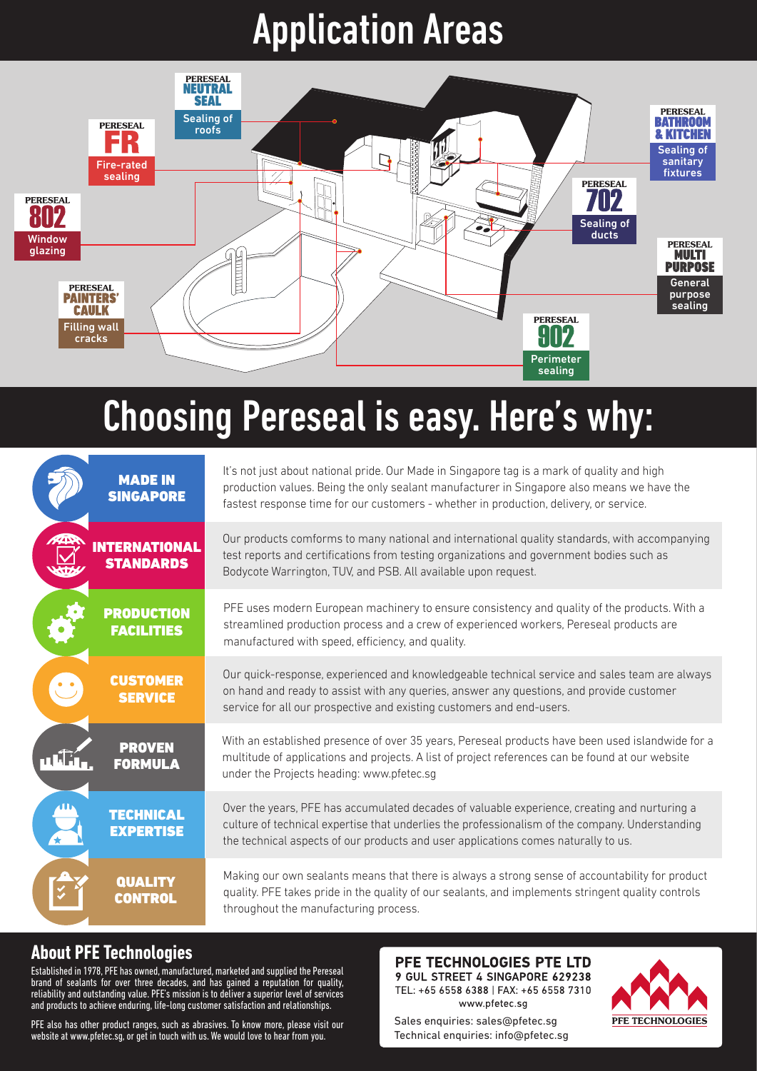# Application Areas

PERESEAL NEUTRAL SEAL
Sealing of roofs

PERESEAL FR
Fire-rated sealing

PERESEAL 802
Window glazing

PERESEAL PAINTERS' CAULK
Filling wall cracks

PERESEAL BATHROOM & KITCHEN
Sealing of sanitary fixtures

PERESEAL 702
Sealing of ducts

PERESEAL MULTI PURPOSE
General purpose sealing

PERESEAL 902
Perimeter sealing

# Choosing Pereseal is easy. Here's why:

**MADE IN SINGAPORE**

It's not just about national pride. Our Made in Singapore tag is a mark of quality and high production values. Being the only sealant manufacturer in Singapore also means we have the fastest response time for our customers - whether in production, delivery, or service.

**INTERNATIONAL STANDARDS**

Our products comforms to many national and international quality standards, with accompanying test reports and certifications from testing organizations and government bodies such as Bodycote Warrington, TUV, and PSB. All available upon request.

**PRODUCTION FACILITIES**

PFE uses modern European machinery to ensure consistency and quality of the products. With a streamlined production process and a crew of experienced workers, Pereseal products are manufactured with speed, efficiency, and quality.

**CUSTOMER SERVICE**

Our quick-response, experienced and knowledgeable technical service and sales team are always on hand and ready to assist with any queries, answer any questions, and provide customer service for all our prospective and existing customers and end-users.

**PROVEN FORMULA**

With an established presence of over 35 years, Pereseal products have been used islandwide for a multitude of applications and projects. A list of project references can be found at our website under the Projects heading: www.pfetec.sg

**TECHNICAL EXPERTISE**

Over the years, PFE has accumulated decades of valuable experience, creating and nurturing a culture of technical expertise that underlies the professionalism of the company. Understanding the technical aspects of our products and user applications comes naturally to us.

**QUALITY CONTROL**

Making our own sealants means that there is always a strong sense of accountability for product quality. PFE takes pride in the quality of our sealants, and implements stringent quality controls throughout the manufacturing process.

## About PFE Technologies

Established in 1978, PFE has owned, manufactured, marketed and supplied the Pereseal brand of sealants for over three decades, and has gained a reputation for quality, reliability and outstanding value. PFE's mission is to deliver a superior level of services and products to achieve enduring, life-long customer satisfaction and relationships.

PFE also has other product ranges, such as abrasives. To know more, please visit our website at www.pfetec.sg, or get in touch with us. We would love to hear from you.

**PFE TECHNOLOGIES PTE LTD**
**9 GUL STREET 4 SINGAPORE 629238**
TEL: +65 6558 6388 | FAX: +65 6558 7310
www.pfetec.sg

Sales enquiries: sales@pfetec.sg
Technical enquiries: info@pfetec.sg

PFE TECHNOLOGIES